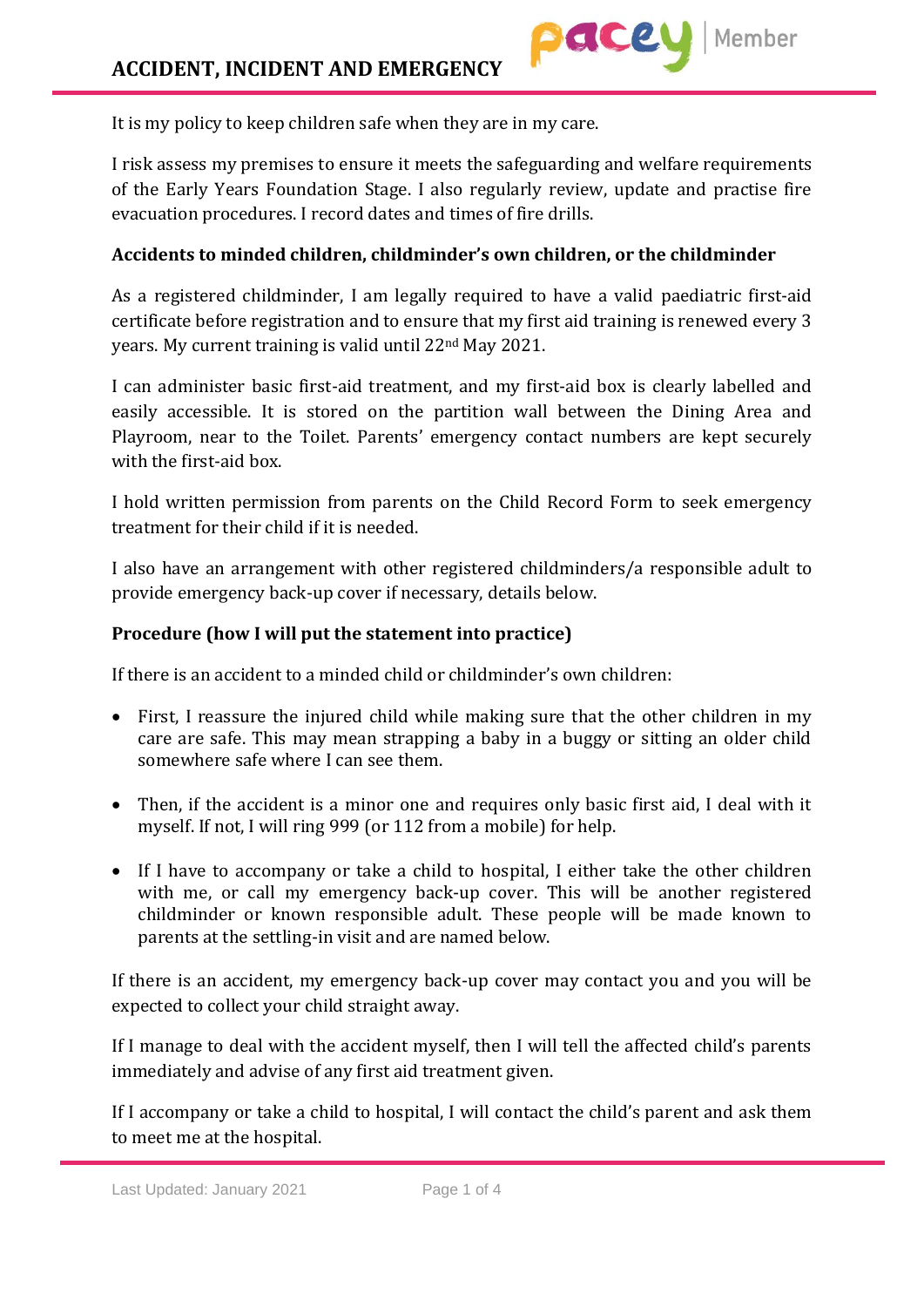# ACCIDENT, INCIDENT AND EMERGENCY

It is my policy to keep children safe when they are in my care.

I risk assess my premises to ensure it meets the safeguarding and welfare requirements of the Early Years Foundation Stage. I also regularly review, update and practise fire evacuation procedures. I record dates and times of fire drills.

**Accidents to minded children, childminder's own children, or the childminder**

As a registered childminder, I am legally required to have a valid paediatric first-aid certificate before registration and to ensure that my first aid training is renewed every 3 years. My current training is valid until 22nd May 2021.

I can administer basic first-aid treatment, and my first-aid box is clearly labelled and easily accessible. It is stored on the partition wall between the Dining Area and Playroom, near to the Toilet. Parents' emergency contact numbers are kept securely with the first-aid box.

I hold written permission from parents on the Child Record Form to seek emergency treatment for their child if it is needed.

I also have an arrangement with other registered childminders/a responsible adult to provide emergency back-up cover if necessary, details below.

**Procedure (how I will put the statement into practice)**

If there is an accident to a minded child or childminder's own children:

- First, I reassure the injured child while making sure that the other children in my care are safe. This may mean strapping a baby in a buggy or sitting an older child somewhere safe where I can see them.
- Then, if the accident is a minor one and requires only basic first aid, I deal with it myself. If not, I will ring 999 (or 112 from a mobile) for help.
- If I have to accompany or take a child to hospital, I either take the other children with me, or call my emergency back-up cover. This will be another registered childminder or known responsible adult. These people will be made known to parents at the settling-in visit and are named below.

If there is an accident, my emergency back-up cover may contact you and you will be expected to collect your child straight away.

If I manage to deal with the accident myself, then I will tell the affected child's parents immediately and advise of any first aid treatment given.

If I accompany or take a child to hospital, I will contact the child's parent and ask them to meet me at the hospital.

Last Updated: January 2021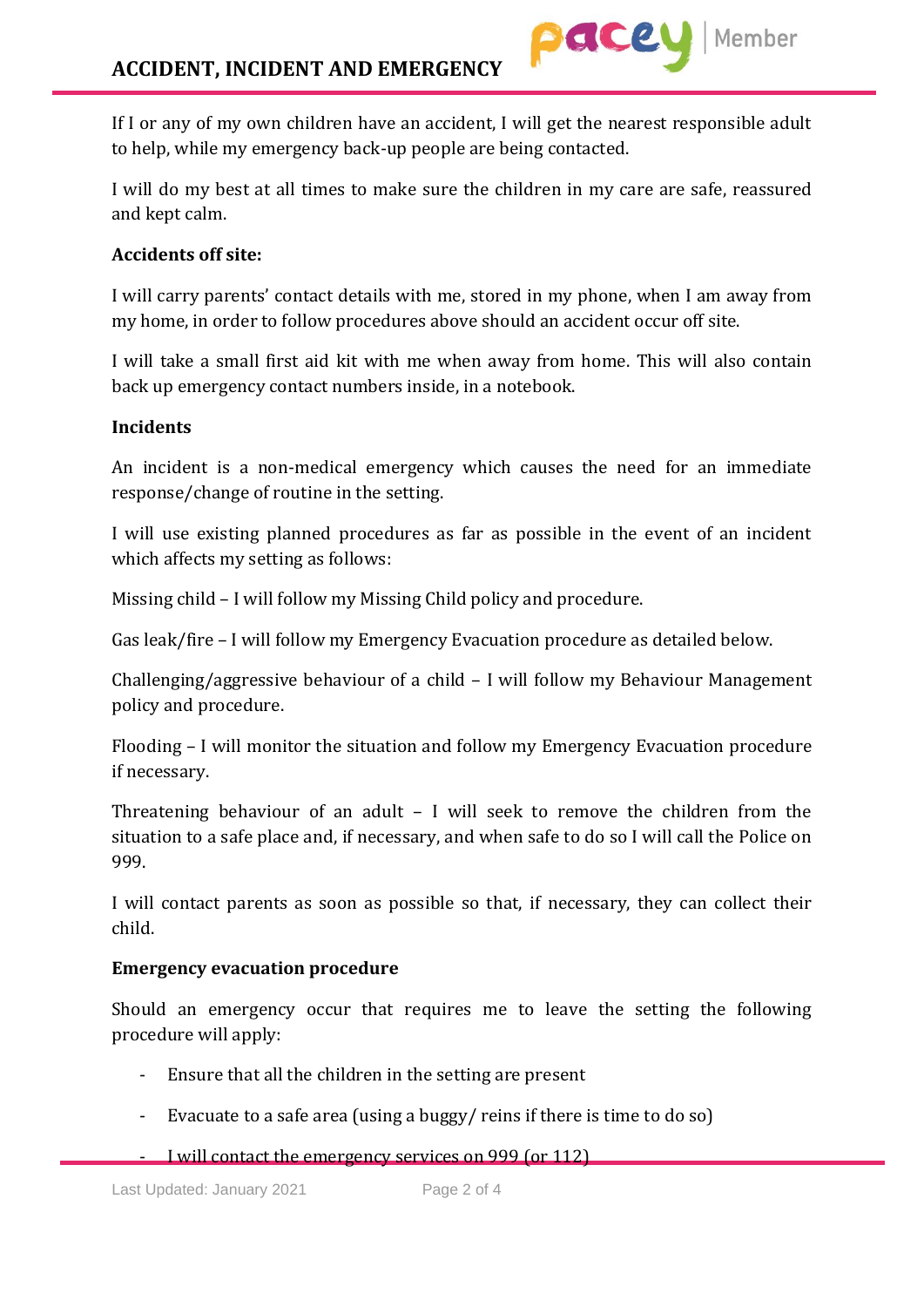If I or any of my own children have an accident, I will get the nearest responsible adult to help, while my emergency back-up people are being contacted.

I will do my best at all times to make sure the children in my care are safe, reassured and kept calm.

**Accidents off site:**

I will carry parents' contact details with me, stored in my phone, when I am away from my home, in order to follow procedures above should an accident occur off site.

I will take a small first aid kit with me when away from home. This will also contain back up emergency contact numbers inside, in a notebook.

**Incidents**

An incident is a non-medical emergency which causes the need for an immediate response/change of routine in the setting.

I will use existing planned procedures as far as possible in the event of an incident which affects my setting as follows:

Missing child – I will follow my Missing Child policy and procedure.

Gas leak/fire – I will follow my Emergency Evacuation procedure as detailed below.

Challenging/aggressive behaviour of a child – I will follow my Behaviour Management policy and procedure.

Flooding – I will monitor the situation and follow my Emergency Evacuation procedure if necessary.

Threatening behaviour of an adult – I will seek to remove the children from the situation to a safe place and, if necessary, and when safe to do so I will call the Police on 999.

I will contact parents as soon as possible so that, if necessary, they can collect their child.

**Emergency evacuation procedure**

Should an emergency occur that requires me to leave the setting the following procedure will apply:

- Ensure that all the children in the setting are present
- Evacuate to a safe area (using a buggy/ reins if there is time to do so)
- I will contact the emergency services on 999 (or 112)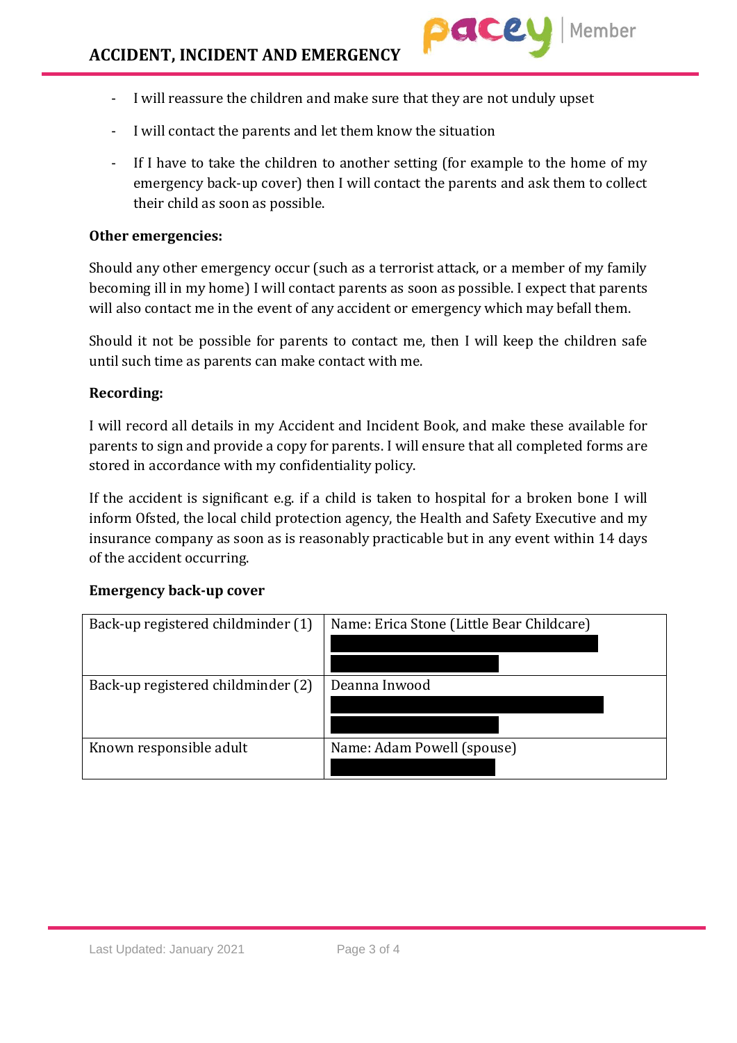- I will reassure the children and make sure that they are not unduly upset
- I will contact the parents and let them know the situation
- If I have to take the children to another setting (for example to the home of my emergency back-up cover) then I will contact the parents and ask them to collect their child as soon as possible.

**Other emergencies:**

Should any other emergency occur (such as a terrorist attack, or a member of my family becoming ill in my home) I will contact parents as soon as possible. I expect that parents will also contact me in the event of any accident or emergency which may befall them.

Should it not be possible for parents to contact me, then I will keep the children safe until such time as parents can make contact with me.

**Recording:**

I will record all details in my Accident and Incident Book, and make these available for parents to sign and provide a copy for parents. I will ensure that all completed forms are stored in accordance with my confidentiality policy.

If the accident is significant e.g. if a child is taken to hospital for a broken bone I will inform Ofsted, the local child protection agency, the Health and Safety Executive and my insurance company as soon as is reasonably practicable but in any event within 14 days of the accident occurring.

**Emergency back-up cover**

| Back-up registered childminder (1) | Name: Erica Stone (Little Bear Childcare) |
|---|---|
| Back-up registered childminder (2) | Deanna Inwood |
| Known responsible adult | Name: Adam Powell (spouse) |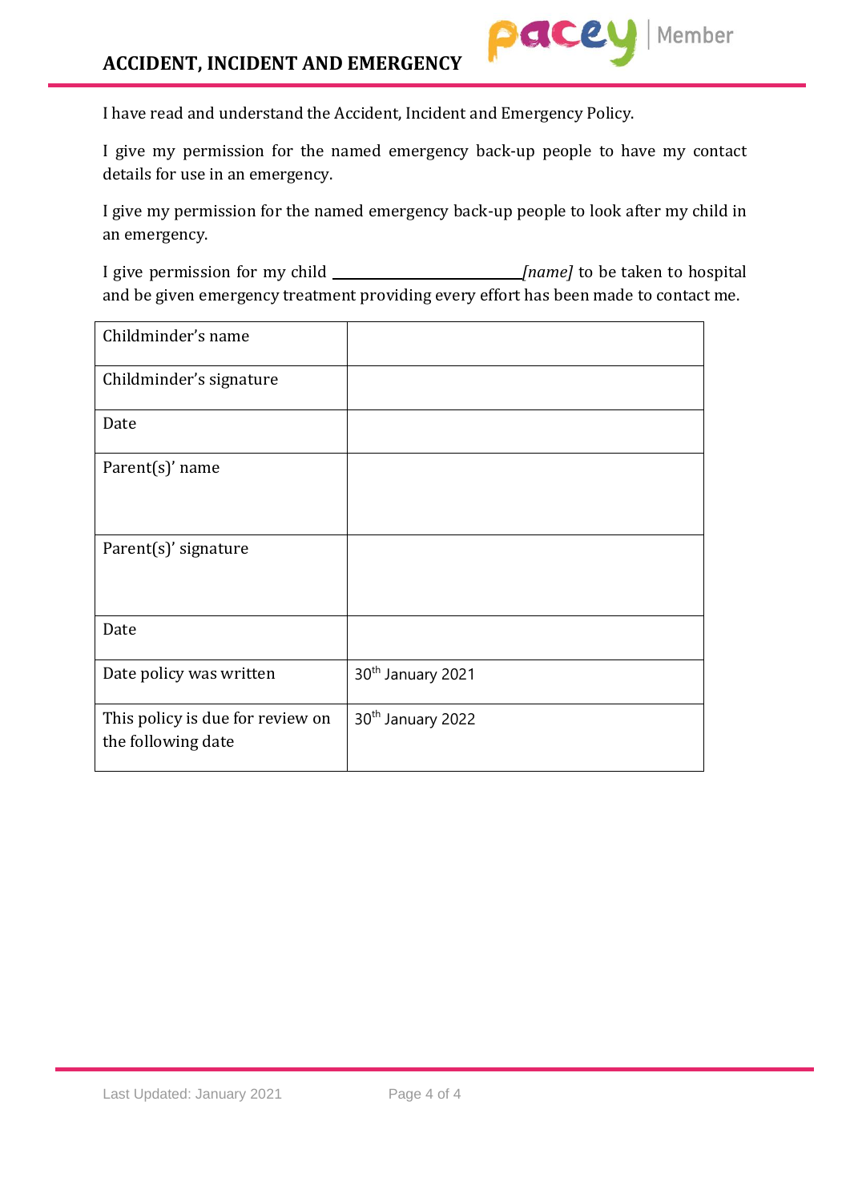I have read and understand the Accident, Incident and Emergency Policy.

I give my permission for the named emergency back-up people to have my contact details for use in an emergency.

I give my permission for the named emergency back-up people to look after my child in an emergency.

I give permission for my child ________________________*[name]* to be taken to hospital and be given emergency treatment providing every effort has been made to contact me.

| | |
|---|---|
| Childminder's name | |
| Childminder's signature | |
| Date | |
| Parent(s)' name | |
| Parent(s)' signature | |
| Date | |
| Date policy was written | 30th January 2021 |
| This policy is due for review on the following date | 30th January 2022 |

Last Updated: January 2021